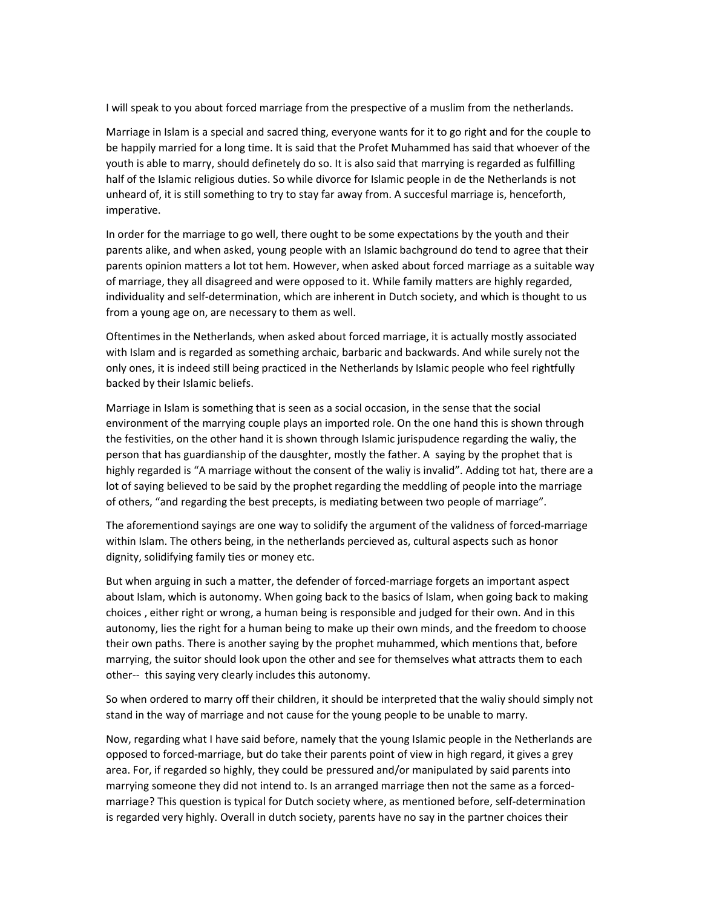I will speak to you about forced marriage from the prespective of a muslim from the netherlands.

Marriage in Islam is a special and sacred thing, everyone wants for it to go right and for the couple to be happily married for a long time. It is said that the Profet Muhammed has said that whoever of the youth is able to marry, should definetely do so. It is also said that marrying is regarded as fulfilling half of the Islamic religious duties. So while divorce for Islamic people in de the Netherlands is not unheard of, it is still something to try to stay far away from. A succesful marriage is, henceforth, imperative.

In order for the marriage to go well, there ought to be some expectations by the youth and their parents alike, and when asked, young people with an Islamic bachground do tend to agree that their parents opinion matters a lot tot hem. However, when asked about forced marriage as a suitable way of marriage, they all disagreed and were opposed to it. While family matters are highly regarded, individuality and self-determination, which are inherent in Dutch society, and which is thought to us from a young age on, are necessary to them as well.

Oftentimes in the Netherlands, when asked about forced marriage, it is actually mostly associated with Islam and is regarded as something archaic, barbaric and backwards. And while surely not the only ones, it is indeed still being practiced in the Netherlands by Islamic people who feel rightfully backed by their Islamic beliefs.

Marriage in Islam is something that is seen as a social occasion, in the sense that the social environment of the marrying couple plays an imported role. On the one hand this is shown through the festivities, on the other hand it is shown through Islamic jurispudence regarding the waliy, the person that has guardianship of the dausghter, mostly the father. A saying by the prophet that is highly regarded is "A marriage without the consent of the waliy is invalid". Adding tot hat, there are a lot of saying believed to be said by the prophet regarding the meddling of people into the marriage of others, "and regarding the best precepts, is mediating between two people of marriage".

The aforementiond sayings are one way to solidify the argument of the validness of forced-marriage within Islam. The others being, in the netherlands percieved as, cultural aspects such as honor dignity, solidifying family ties or money etc.

But when arguing in such a matter, the defender of forced-marriage forgets an important aspect about Islam, which is autonomy. When going back to the basics of Islam, when going back to making choices , either right or wrong, a human being is responsible and judged for their own. And in this autonomy, lies the right for a human being to make up their own minds, and the freedom to choose their own paths. There is another saying by the prophet muhammed, which mentions that, before marrying, the suitor should look upon the other and see for themselves what attracts them to each other-- this saying very clearly includes this autonomy.

So when ordered to marry off their children, it should be interpreted that the waliy should simply not stand in the way of marriage and not cause for the young people to be unable to marry.

Now, regarding what I have said before, namely that the young Islamic people in the Netherlands are opposed to forced-marriage, but do take their parents point of view in high regard, it gives a grey area. For, if regarded so highly, they could be pressured and/or manipulated by said parents into marrying someone they did not intend to. Is an arranged marriage then not the same as a forced-marriage? This question is typical for Dutch society where, as mentioned before, self-determination is regarded very highly. Overall in dutch society, parents have no say in the partner choices their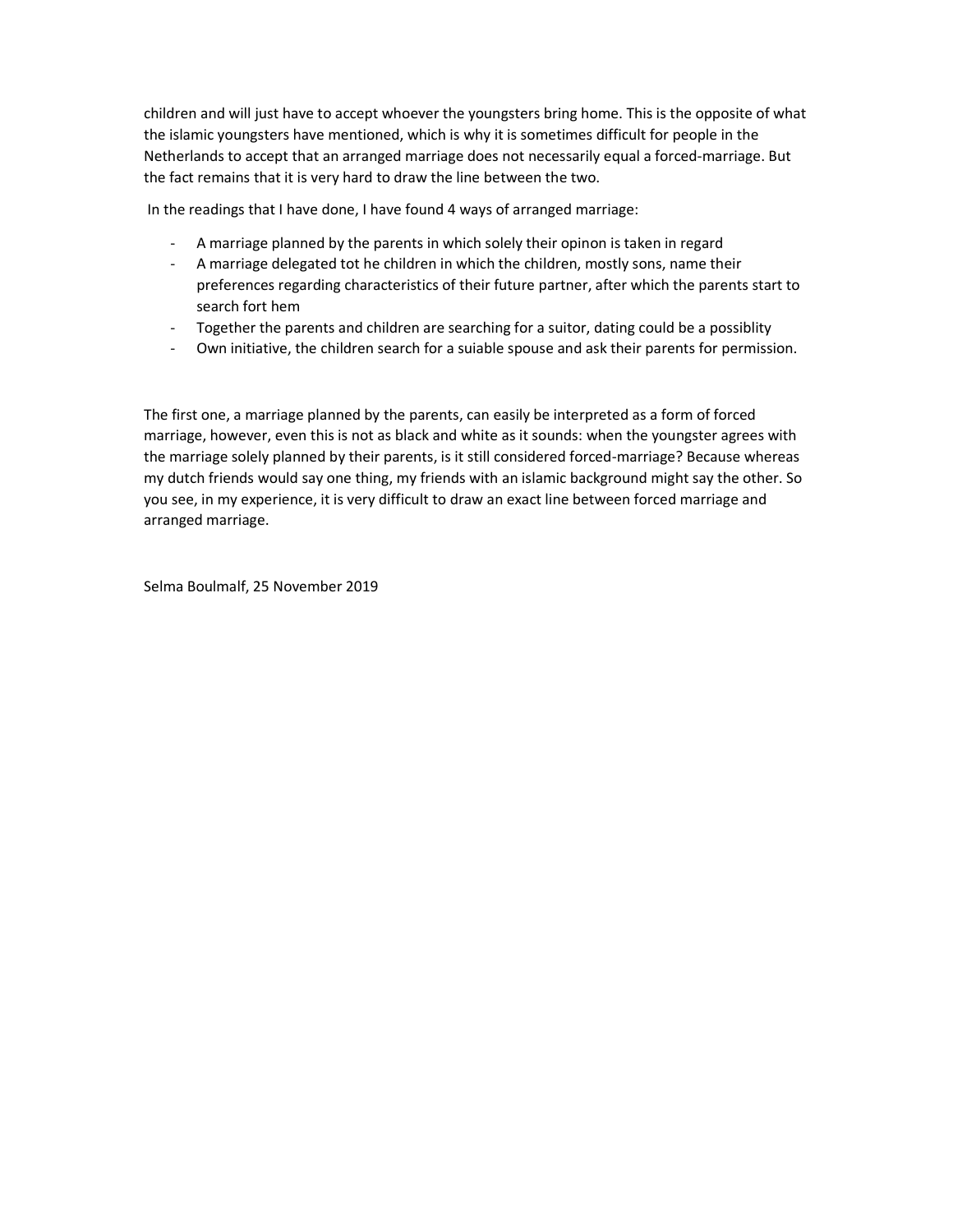children and will just have to accept whoever the youngsters bring home. This is the opposite of what the islamic youngsters have mentioned, which is why it is sometimes difficult for people in the Netherlands to accept that an arranged marriage does not necessarily equal a forced-marriage. But the fact remains that it is very hard to draw the line between the two.

In the readings that I have done, I have found 4 ways of arranged marriage:

- A marriage planned by the parents in which solely their opinon is taken in regard
- A marriage delegated tot he children in which the children, mostly sons, name their preferences regarding characteristics of their future partner, after which the parents start to search fort hem
- Together the parents and children are searching for a suitor, dating could be a possiblity
- Own initiative, the children search for a suiable spouse and ask their parents for permission.

The first one, a marriage planned by the parents, can easily be interpreted as a form of forced marriage, however, even this is not as black and white as it sounds: when the youngster agrees with the marriage solely planned by their parents, is it still considered forced-marriage? Because whereas my dutch friends would say one thing, my friends with an islamic background might say the other. So you see, in my experience, it is very difficult to draw an exact line between forced marriage and arranged marriage.

Selma Boulmalf, 25 November 2019